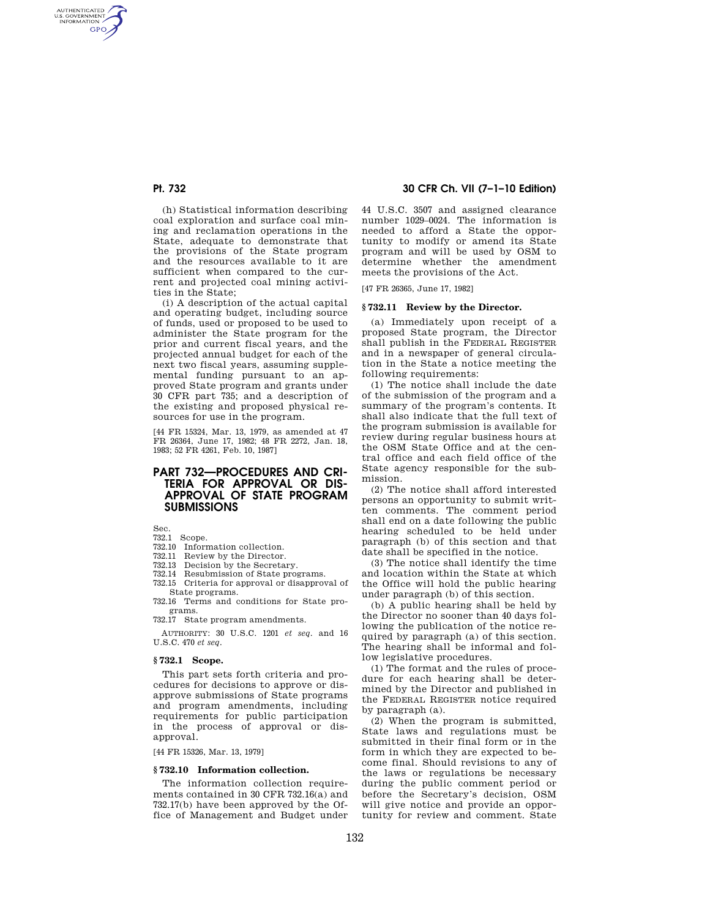(h) Statistical information describing coal exploration and surface coal mining and reclamation operations in the State, adequate to demonstrate that the provisions of the State program and the resources available to it are sufficient when compared to the current and projected coal mining activities in the State;

(i) A description of the actual capital and operating budget, including source of funds, used or proposed to be used to administer the State program for the prior and current fiscal years, and the projected annual budget for each of the next two fiscal years, assuming supplemental funding pursuant to an approved State program and grants under 30 CFR part 735; and a description of the existing and proposed physical resources for use in the program.

[44 FR 15324, Mar. 13, 1979, as amended at 47 FR 26364, June 17, 1982; 48 FR 2272, Jan. 18, 1983; 52 FR 4261, Feb. 10, 1987]

## PART 732—PROCEDURES AND CRITERIA FOR APPROVAL OR DISAPPROVAL OF STATE PROGRAM SUBMISSIONS

Sec.
732.1 Scope.
732.10 Information collection.
732.11 Review by the Director.
732.13 Decision by the Secretary.
732.14 Resubmission of State programs.
732.15 Criteria for approval or disapproval of State programs.
732.16 Terms and conditions for State programs.
732.17 State program amendments.

AUTHORITY: 30 U.S.C. 1201 *et seq.* and 16 U.S.C. 470 *et seq.*

### § 732.1 Scope.

This part sets forth criteria and procedures for decisions to approve or disapprove submissions of State programs and program amendments, including requirements for public participation in the process of approval or disapproval.

[44 FR 15326, Mar. 13, 1979]

### § 732.10 Information collection.

The information collection requirements contained in 30 CFR 732.16(a) and 732.17(b) have been approved by the Office of Management and Budget under 44 U.S.C. 3507 and assigned clearance number 1029–0024. The information is needed to afford a State the opportunity to modify or amend its State program and will be used by OSM to determine whether the amendment meets the provisions of the Act.

[47 FR 26365, June 17, 1982]

### § 732.11 Review by the Director.

(a) Immediately upon receipt of a proposed State program, the Director shall publish in the FEDERAL REGISTER and in a newspaper of general circulation in the State a notice meeting the following requirements:

(1) The notice shall include the date of the submission of the program and a summary of the program's contents. It shall also indicate that the full text of the program submission is available for review during regular business hours at the OSM State Office and at the central office and each field office of the State agency responsible for the submission.

(2) The notice shall afford interested persons an opportunity to submit written comments. The comment period shall end on a date following the public hearing scheduled to be held under paragraph (b) of this section and that date shall be specified in the notice.

(3) The notice shall identify the time and location within the State at which the Office will hold the public hearing under paragraph (b) of this section.

(b) A public hearing shall be held by the Director no sooner than 40 days following the publication of the notice required by paragraph (a) of this section. The hearing shall be informal and follow legislative procedures.

(1) The format and the rules of procedure for each hearing shall be determined by the Director and published in the FEDERAL REGISTER notice required by paragraph (a).

(2) When the program is submitted, State laws and regulations must be submitted in their final form or in the form in which they are expected to become final. Should revisions to any of the laws or regulations be necessary during the public comment period or before the Secretary's decision, OSM will give notice and provide an opportunity for review and comment. State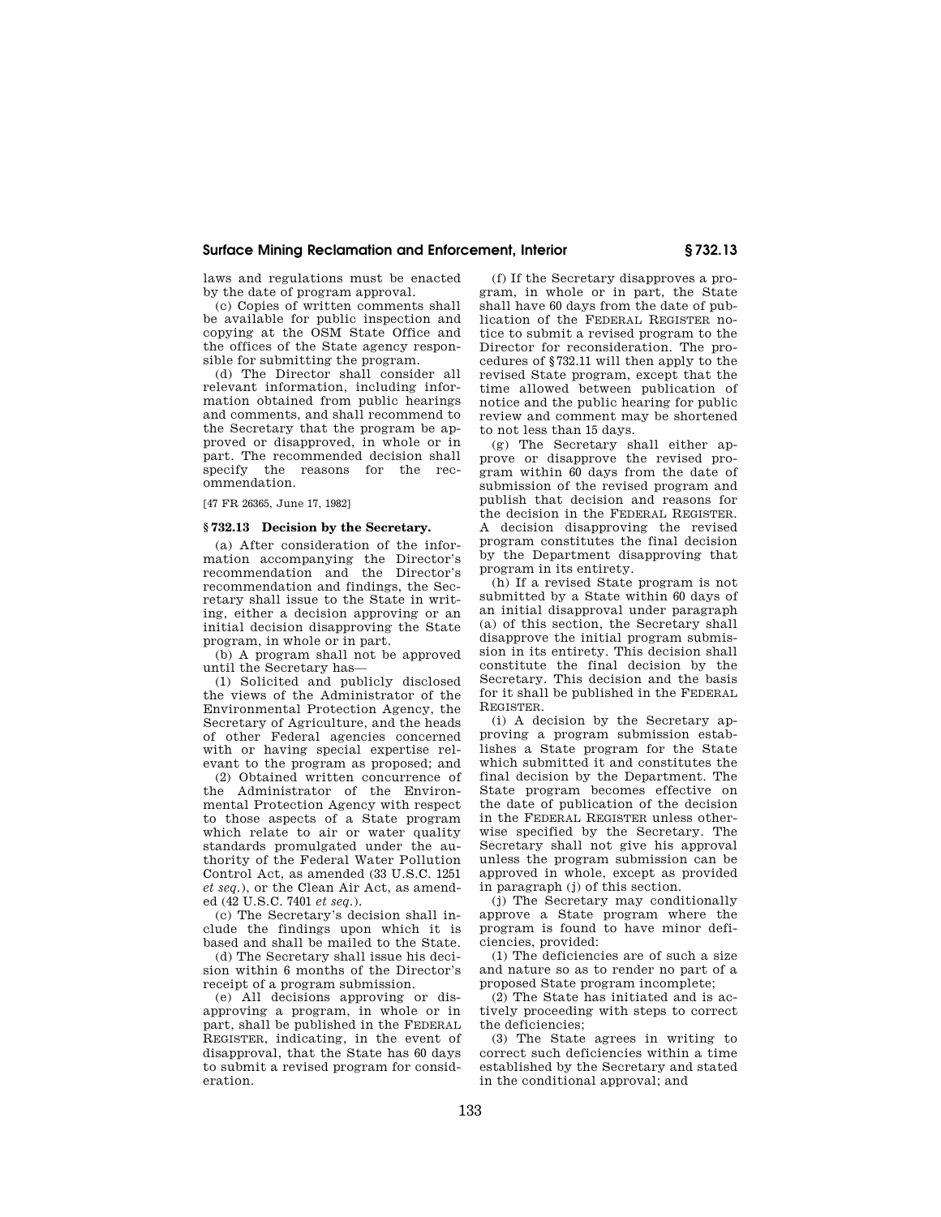laws and regulations must be enacted by the date of program approval.

(c) Copies of written comments shall be available for public inspection and copying at the OSM State Office and the offices of the State agency responsible for submitting the program.

(d) The Director shall consider all relevant information, including information obtained from public hearings and comments, and shall recommend to the Secretary that the program be approved or disapproved, in whole or in part. The recommended decision shall specify the reasons for the recommendation.

[47 FR 26365, June 17, 1982]

### § 732.13 Decision by the Secretary.

(a) After consideration of the information accompanying the Director's recommendation and the Director's recommendation and findings, the Secretary shall issue to the State in writing, either a decision approving or an initial decision disapproving the State program, in whole or in part.

(b) A program shall not be approved until the Secretary has—

(1) Solicited and publicly disclosed the views of the Administrator of the Environmental Protection Agency, the Secretary of Agriculture, and the heads of other Federal agencies concerned with or having special expertise relevant to the program as proposed; and

(2) Obtained written concurrence of the Administrator of the Environmental Protection Agency with respect to those aspects of a State program which relate to air or water quality standards promulgated under the authority of the Federal Water Pollution Control Act, as amended (33 U.S.C. 1251 *et seq.*), or the Clean Air Act, as amended (42 U.S.C. 7401 *et seq.*).

(c) The Secretary's decision shall include the findings upon which it is based and shall be mailed to the State.

(d) The Secretary shall issue his decision within 6 months of the Director's receipt of a program submission.

(e) All decisions approving or disapproving a program, in whole or in part, shall be published in the FEDERAL REGISTER, indicating, in the event of disapproval, that the State has 60 days to submit a revised program for consideration.

(f) If the Secretary disapproves a program, in whole or in part, the State shall have 60 days from the date of publication of the FEDERAL REGISTER notice to submit a revised program to the Director for reconsideration. The procedures of § 732.11 will then apply to the revised State program, except that the time allowed between publication of notice and the public hearing for public review and comment may be shortened to not less than 15 days.

(g) The Secretary shall either approve or disapprove the revised program within 60 days from the date of submission of the revised program and publish that decision and reasons for the decision in the FEDERAL REGISTER. A decision disapproving the revised program constitutes the final decision by the Department disapproving that program in its entirety.

(h) If a revised State program is not submitted by a State within 60 days of an initial disapproval under paragraph (a) of this section, the Secretary shall disapprove the initial program submission in its entirety. This decision shall constitute the final decision by the Secretary. This decision and the basis for it shall be published in the FEDERAL REGISTER.

(i) A decision by the Secretary approving a program submission establishes a State program for the State which submitted it and constitutes the final decision by the Department. The State program becomes effective on the date of publication of the decision in the FEDERAL REGISTER unless otherwise specified by the Secretary. The Secretary shall not give his approval unless the program submission can be approved in whole, except as provided in paragraph (j) of this section.

(j) The Secretary may conditionally approve a State program where the program is found to have minor deficiencies, provided:

(1) The deficiencies are of such a size and nature so as to render no part of a proposed State program incomplete;

(2) The State has initiated and is actively proceeding with steps to correct the deficiencies;

(3) The State agrees in writing to correct such deficiencies within a time established by the Secretary and stated in the conditional approval; and